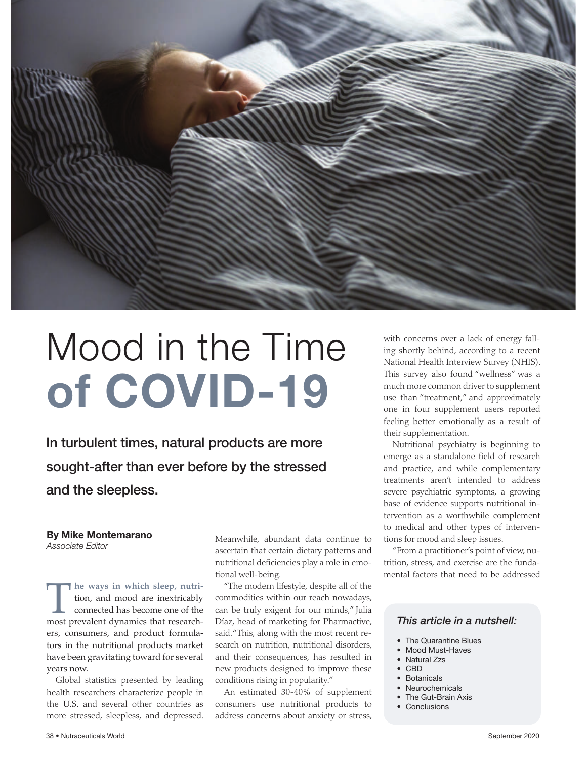# Mood in the Time of COVID-19

**In turbulent times, natural products are more sought-after than ever before by the stressed and the sleepless.**

**By Mike Montemarano**
*Associate Editor*

**The ways in which sleep, nutrition, and mood are inextricably connected** has become one of the most prevalent dynamics that researchers, consumers, and product formulators in the nutritional products market have been gravitating toward for several years now.

Global statistics presented by leading health researchers characterize people in the U.S. and several other countries as more stressed, sleepless, and depressed. Meanwhile, abundant data continue to ascertain that certain dietary patterns and nutritional deficiencies play a role in emotional well-being.

"The modern lifestyle, despite all of the commodities within our reach nowadays, can be truly exigent for our minds," Julia Díaz, head of marketing for Pharmactive, said. "This, along with the most recent research on nutrition, nutritional disorders, and their consequences, has resulted in new products designed to improve these conditions rising in popularity."

An estimated 30-40% of supplement consumers use nutritional products to address concerns about anxiety or stress, with concerns over a lack of energy falling shortly behind, according to a recent National Health Interview Survey (NHIS). This survey also found "wellness" was a much more common driver to supplement use than "treatment," and approximately one in four supplement users reported feeling better emotionally as a result of their supplementation.

Nutritional psychiatry is beginning to emerge as a standalone field of research and practice, and while complementary treatments aren't intended to address severe psychiatric symptoms, a growing base of evidence supports nutritional intervention as a worthwhile complement to medical and other types of interventions for mood and sleep issues.

"From a practitioner's point of view, nutrition, stress, and exercise are the fundamental factors that need to be addressed

*This article in a nutshell:*

- The Quarantine Blues
- Mood Must-Haves
- Natural Zzs
- CBD
- Botanicals
- Neurochemicals
- The Gut-Brain Axis
- Conclusions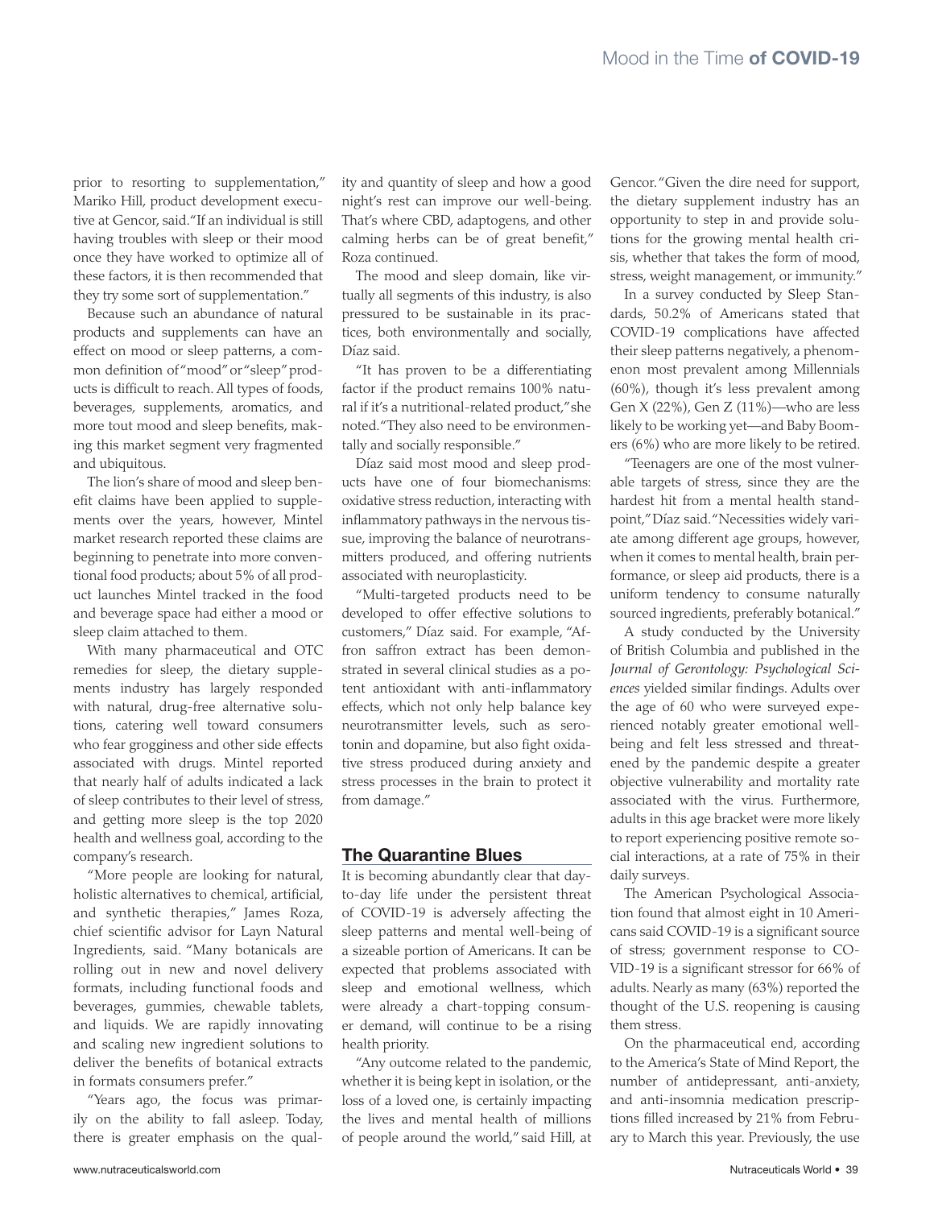prior to resorting to supplementation," Mariko Hill, product development executive at Gencor, said. "If an individual is still having troubles with sleep or their mood once they have worked to optimize all of these factors, it is then recommended that they try some sort of supplementation."

Because such an abundance of natural products and supplements can have an effect on mood or sleep patterns, a common definition of "mood" or "sleep" products is difficult to reach. All types of foods, beverages, supplements, aromatics, and more tout mood and sleep benefits, making this market segment very fragmented and ubiquitous.

The lion's share of mood and sleep benefit claims have been applied to supplements over the years, however, Mintel market research reported these claims are beginning to penetrate into more conventional food products; about 5% of all product launches Mintel tracked in the food and beverage space had either a mood or sleep claim attached to them.

With many pharmaceutical and OTC remedies for sleep, the dietary supplements industry has largely responded with natural, drug-free alternative solutions, catering well toward consumers who fear grogginess and other side effects associated with drugs. Mintel reported that nearly half of adults indicated a lack of sleep contributes to their level of stress, and getting more sleep is the top 2020 health and wellness goal, according to the company's research.

"More people are looking for natural, holistic alternatives to chemical, artificial, and synthetic therapies," James Roza, chief scientific advisor for Layn Natural Ingredients, said. "Many botanicals are rolling out in new and novel delivery formats, including functional foods and beverages, gummies, chewable tablets, and liquids. We are rapidly innovating and scaling new ingredient solutions to deliver the benefits of botanical extracts in formats consumers prefer."

"Years ago, the focus was primarily on the ability to fall asleep. Today, there is greater emphasis on the quality and quantity of sleep and how a good night's rest can improve our well-being. That's where CBD, adaptogens, and other calming herbs can be of great benefit," Roza continued.

The mood and sleep domain, like virtually all segments of this industry, is also pressured to be sustainable in its practices, both environmentally and socially, Díaz said.

"It has proven to be a differentiating factor if the product remains 100% natural if it's a nutritional-related product," she noted. "They also need to be environmentally and socially responsible."

Díaz said most mood and sleep products have one of four biomechanisms: oxidative stress reduction, interacting with inflammatory pathways in the nervous tissue, improving the balance of neurotransmitters produced, and offering nutrients associated with neuroplasticity.

"Multi-targeted products need to be developed to offer effective solutions to customers," Díaz said. For example, "Affron saffron extract has been demonstrated in several clinical studies as a potent antioxidant with anti-inflammatory effects, which not only help balance key neurotransmitter levels, such as serotonin and dopamine, but also fight oxidative stress produced during anxiety and stress processes in the brain to protect it from damage."

## The Quarantine Blues

It is becoming abundantly clear that day-to-day life under the persistent threat of COVID-19 is adversely affecting the sleep patterns and mental well-being of a sizeable portion of Americans. It can be expected that problems associated with sleep and emotional wellness, which were already a chart-topping consumer demand, will continue to be a rising health priority.

"Any outcome related to the pandemic, whether it is being kept in isolation, or the loss of a loved one, is certainly impacting the lives and mental health of millions of people around the world," said Hill, at Gencor. "Given the dire need for support, the dietary supplement industry has an opportunity to step in and provide solutions for the growing mental health crisis, whether that takes the form of mood, stress, weight management, or immunity."

In a survey conducted by Sleep Standards, 50.2% of Americans stated that COVID-19 complications have affected their sleep patterns negatively, a phenomenon most prevalent among Millennials (60%), though it's less prevalent among Gen X (22%), Gen Z (11%)—who are less likely to be working yet—and Baby Boomers (6%) who are more likely to be retired.

"Teenagers are one of the most vulnerable targets of stress, since they are the hardest hit from a mental health standpoint," Díaz said. "Necessities widely variate among different age groups, however, when it comes to mental health, brain performance, or sleep aid products, there is a uniform tendency to consume naturally sourced ingredients, preferably botanical."

A study conducted by the University of British Columbia and published in the *Journal of Gerontology: Psychological Sciences* yielded similar findings. Adults over the age of 60 who were surveyed experienced notably greater emotional well-being and felt less stressed and threatened by the pandemic despite a greater objective vulnerability and mortality rate associated with the virus. Furthermore, adults in this age bracket were more likely to report experiencing positive remote social interactions, at a rate of 75% in their daily surveys.

The American Psychological Association found that almost eight in 10 Americans said COVID-19 is a significant source of stress; government response to COVID-19 is a significant stressor for 66% of adults. Nearly as many (63%) reported the thought of the U.S. reopening is causing them stress.

On the pharmaceutical end, according to the America's State of Mind Report, the number of antidepressant, anti-anxiety, and anti-insomnia medication prescriptions filled increased by 21% from February to March this year. Previously, the use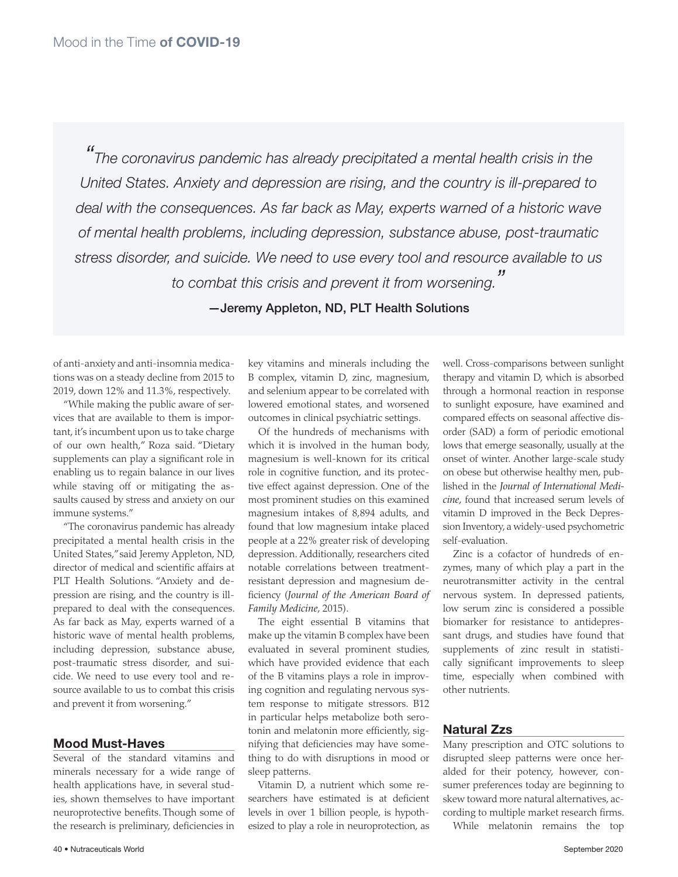> "The coronavirus pandemic has already precipitated a mental health crisis in the United States. Anxiety and depression are rising, and the country is ill-prepared to deal with the consequences. As far back as May, experts warned of a historic wave of mental health problems, including depression, substance abuse, post-traumatic stress disorder, and suicide. We need to use every tool and resource available to us to combat this crisis and prevent it from worsening."
>
> **—Jeremy Appleton, ND, PLT Health Solutions**

of anti-anxiety and anti-insomnia medications was on a steady decline from 2015 to 2019, down 12% and 11.3%, respectively.

"While making the public aware of services that are available to them is important, it's incumbent upon us to take charge of our own health," Roza said. "Dietary supplements can play a significant role in enabling us to regain balance in our lives while staving off or mitigating the assaults caused by stress and anxiety on our immune systems."

"The coronavirus pandemic has already precipitated a mental health crisis in the United States," said Jeremy Appleton, ND, director of medical and scientific affairs at PLT Health Solutions. "Anxiety and depression are rising, and the country is ill-prepared to deal with the consequences. As far back as May, experts warned of a historic wave of mental health problems, including depression, substance abuse, post-traumatic stress disorder, and suicide. We need to use every tool and resource available to us to combat this crisis and prevent it from worsening."

## Mood Must-Haves

Several of the standard vitamins and minerals necessary for a wide range of health applications have, in several studies, shown themselves to have important neuroprotective benefits. Though some of the research is preliminary, deficiencies in key vitamins and minerals including the B complex, vitamin D, zinc, magnesium, and selenium appear to be correlated with lowered emotional states, and worsened outcomes in clinical psychiatric settings.

Of the hundreds of mechanisms with which it is involved in the human body, magnesium is well-known for its critical role in cognitive function, and its protective effect against depression. One of the most prominent studies on this examined magnesium intakes of 8,894 adults, and found that low magnesium intake placed people at a 22% greater risk of developing depression. Additionally, researchers cited notable correlations between treatment-resistant depression and magnesium deficiency (*Journal of the American Board of Family Medicine*, 2015).

The eight essential B vitamins that make up the vitamin B complex have been evaluated in several prominent studies, which have provided evidence that each of the B vitamins plays a role in improving cognition and regulating nervous system response to mitigate stressors. B12 in particular helps metabolize both serotonin and melatonin more efficiently, signifying that deficiencies may have something to do with disruptions in mood or sleep patterns.

Vitamin D, a nutrient which some researchers have estimated is at deficient levels in over 1 billion people, is hypothesized to play a role in neuroprotection, as well. Cross-comparisons between sunlight therapy and vitamin D, which is absorbed through a hormonal reaction in response to sunlight exposure, have examined and compared effects on seasonal affective disorder (SAD) a form of periodic emotional lows that emerge seasonally, usually at the onset of winter. Another large-scale study on obese but otherwise healthy men, published in the *Journal of International Medicine*, found that increased serum levels of vitamin D improved in the Beck Depression Inventory, a widely-used psychometric self-evaluation.

Zinc is a cofactor of hundreds of enzymes, many of which play a part in the neurotransmitter activity in the central nervous system. In depressed patients, low serum zinc is considered a possible biomarker for resistance to antidepressant drugs, and studies have found that supplements of zinc result in statistically significant improvements to sleep time, especially when combined with other nutrients.

## Natural Zzs

Many prescription and OTC solutions to disrupted sleep patterns were once heralded for their potency, however, consumer preferences today are beginning to skew toward more natural alternatives, according to multiple market research firms.

While melatonin remains the top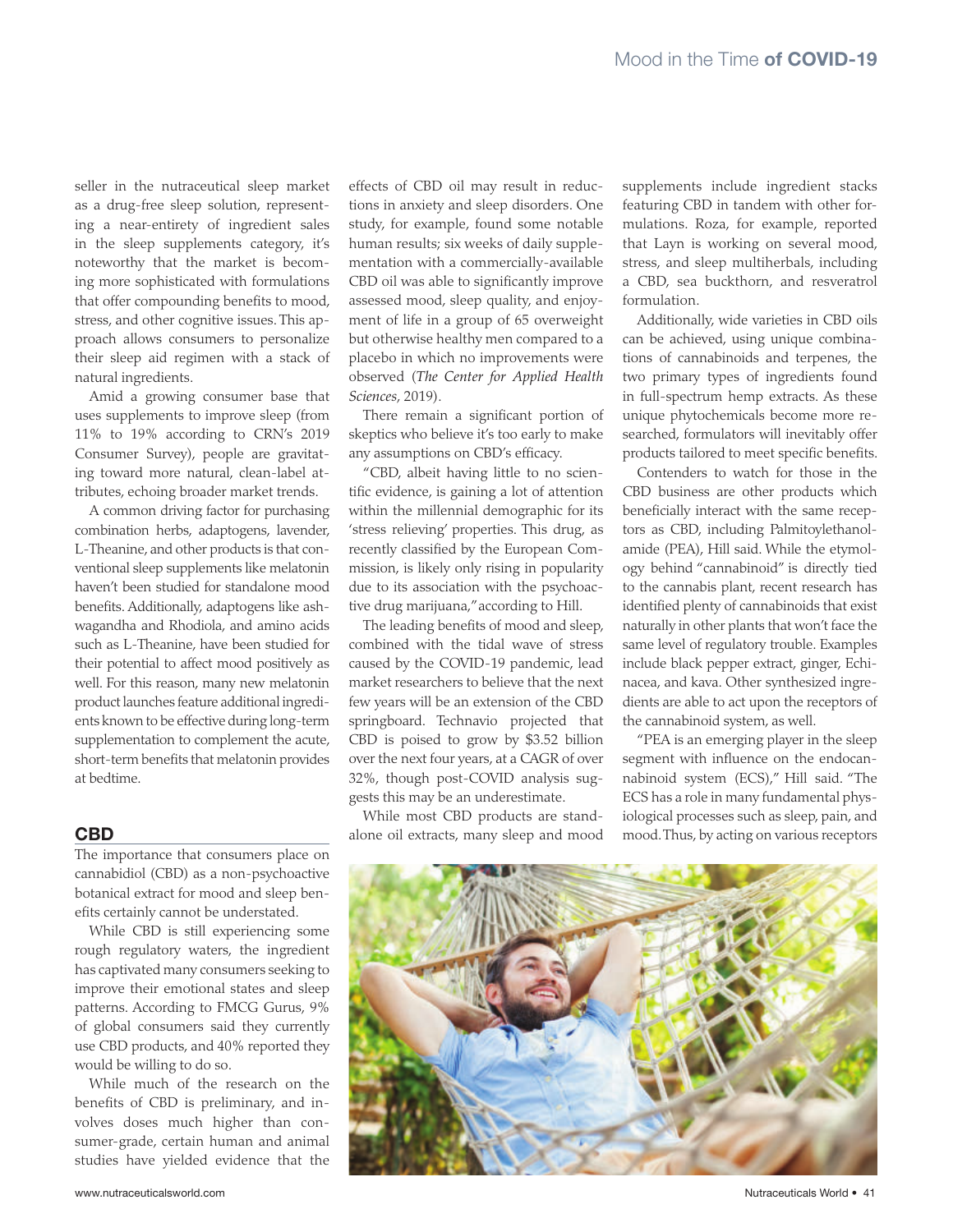seller in the nutraceutical sleep market as a drug-free sleep solution, representing a near-entirety of ingredient sales in the sleep supplements category, it's noteworthy that the market is becoming more sophisticated with formulations that offer compounding benefits to mood, stress, and other cognitive issues. This approach allows consumers to personalize their sleep aid regimen with a stack of natural ingredients.

Amid a growing consumer base that uses supplements to improve sleep (from 11% to 19% according to CRN's 2019 Consumer Survey), people are gravitating toward more natural, clean-label attributes, echoing broader market trends.

A common driving factor for purchasing combination herbs, adaptogens, lavender, L-Theanine, and other products is that conventional sleep supplements like melatonin haven't been studied for standalone mood benefits. Additionally, adaptogens like ashwagandha and Rhodiola, and amino acids such as L-Theanine, have been studied for their potential to affect mood positively as well. For this reason, many new melatonin product launches feature additional ingredients known to be effective during long-term supplementation to complement the acute, short-term benefits that melatonin provides at bedtime.

## CBD

The importance that consumers place on cannabidiol (CBD) as a non-psychoactive botanical extract for mood and sleep benefits certainly cannot be understated.

While CBD is still experiencing some rough regulatory waters, the ingredient has captivated many consumers seeking to improve their emotional states and sleep patterns. According to FMCG Gurus, 9% of global consumers said they currently use CBD products, and 40% reported they would be willing to do so.

While much of the research on the benefits of CBD is preliminary, and involves doses much higher than consumer-grade, certain human and animal studies have yielded evidence that the effects of CBD oil may result in reductions in anxiety and sleep disorders. One study, for example, found some notable human results; six weeks of daily supplementation with a commercially-available CBD oil was able to significantly improve assessed mood, sleep quality, and enjoyment of life in a group of 65 overweight but otherwise healthy men compared to a placebo in which no improvements were observed (*The Center for Applied Health Sciences*, 2019).

There remain a significant portion of skeptics who believe it's too early to make any assumptions on CBD's efficacy.

"CBD, albeit having little to no scientific evidence, is gaining a lot of attention within the millennial demographic for its 'stress relieving' properties. This drug, as recently classified by the European Commission, is likely only rising in popularity due to its association with the psychoactive drug marijuana," according to Hill.

The leading benefits of mood and sleep, combined with the tidal wave of stress caused by the COVID-19 pandemic, lead market researchers to believe that the next few years will be an extension of the CBD springboard. Technavio projected that CBD is poised to grow by $3.52 billion over the next four years, at a CAGR of over 32%, though post-COVID analysis suggests this may be an underestimate.

While most CBD products are standalone oil extracts, many sleep and mood supplements include ingredient stacks featuring CBD in tandem with other formulations. Roza, for example, reported that Layn is working on several mood, stress, and sleep multiherbals, including a CBD, sea buckthorn, and resveratrol formulation.

Additionally, wide varieties in CBD oils can be achieved, using unique combinations of cannabinoids and terpenes, the two primary types of ingredients found in full-spectrum hemp extracts. As these unique phytochemicals become more researched, formulators will inevitably offer products tailored to meet specific benefits.

Contenders to watch for those in the CBD business are other products which beneficially interact with the same receptors as CBD, including Palmitoylethanolamide (PEA), Hill said. While the etymology behind "cannabinoid" is directly tied to the cannabis plant, recent research has identified plenty of cannabinoids that exist naturally in other plants that won't face the same level of regulatory trouble. Examples include black pepper extract, ginger, Echinacea, and kava. Other synthesized ingredients are able to act upon the receptors of the cannabinoid system, as well.

"PEA is an emerging player in the sleep segment with influence on the endocannabinoid system (ECS)," Hill said. "The ECS has a role in many fundamental physiological processes such as sleep, pain, and mood. Thus, by acting on various receptors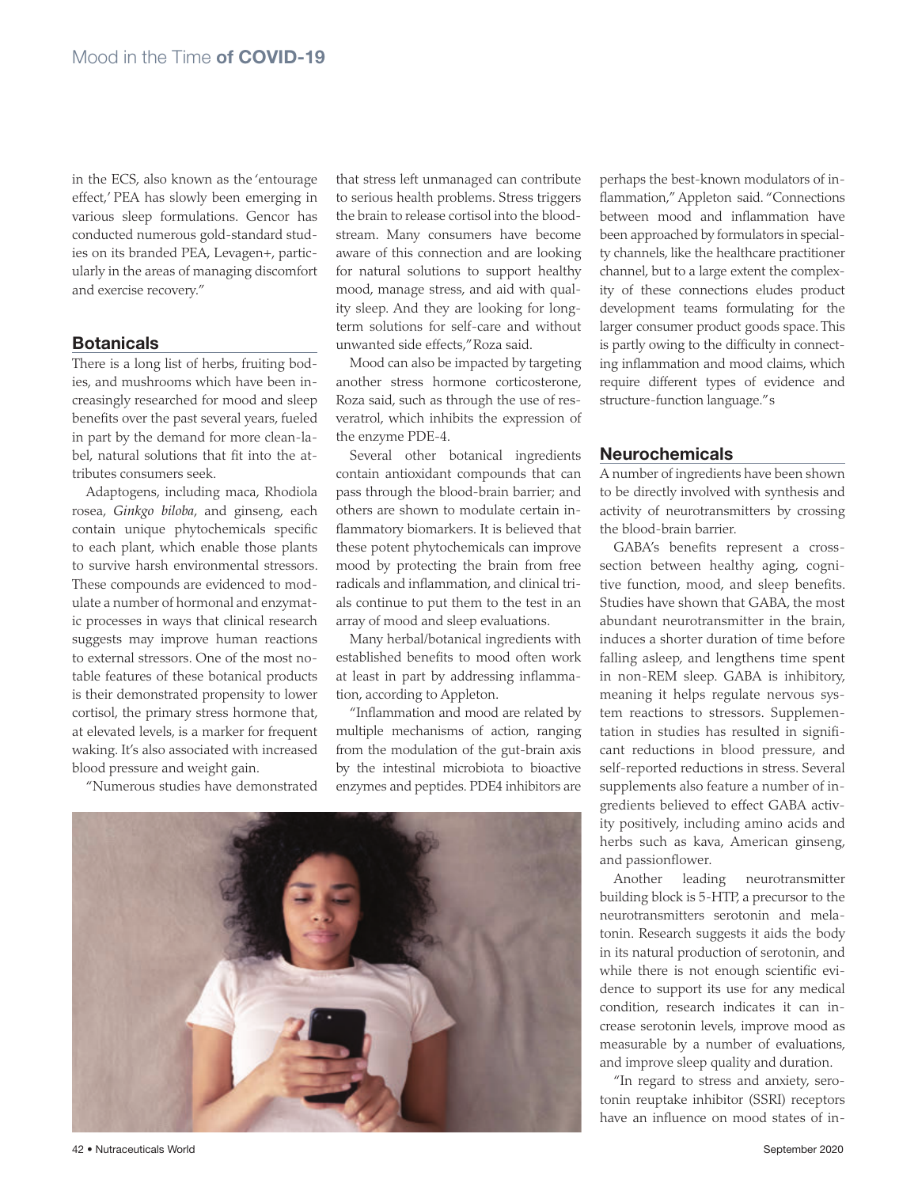in the ECS, also known as the 'entourage effect,' PEA has slowly been emerging in various sleep formulations. Gencor has conducted numerous gold-standard studies on its branded PEA, Levagen+, particularly in the areas of managing discomfort and exercise recovery."

## Botanicals

There is a long list of herbs, fruiting bodies, and mushrooms which have been increasingly researched for mood and sleep benefits over the past several years, fueled in part by the demand for more clean-label, natural solutions that fit into the attributes consumers seek.

Adaptogens, including maca, Rhodiola rosea, *Ginkgo biloba*, and ginseng, each contain unique phytochemicals specific to each plant, which enable those plants to survive harsh environmental stressors. These compounds are evidenced to modulate a number of hormonal and enzymatic processes in ways that clinical research suggests may improve human reactions to external stressors. One of the most notable features of these botanical products is their demonstrated propensity to lower cortisol, the primary stress hormone that, at elevated levels, is a marker for frequent waking. It's also associated with increased blood pressure and weight gain.

"Numerous studies have demonstrated that stress left unmanaged can contribute to serious health problems. Stress triggers the brain to release cortisol into the bloodstream. Many consumers have become aware of this connection and are looking for natural solutions to support healthy mood, manage stress, and aid with quality sleep. And they are looking for long-term solutions for self-care and without unwanted side effects," Roza said.

Mood can also be impacted by targeting another stress hormone corticosterone, Roza said, such as through the use of resveratrol, which inhibits the expression of the enzyme PDE-4.

Several other botanical ingredients contain antioxidant compounds that can pass through the blood-brain barrier; and others are shown to modulate certain inflammatory biomarkers. It is believed that these potent phytochemicals can improve mood by protecting the brain from free radicals and inflammation, and clinical trials continue to put them to the test in an array of mood and sleep evaluations.

Many herbal/botanical ingredients with established benefits to mood often work at least in part by addressing inflammation, according to Appleton.

"Inflammation and mood are related by multiple mechanisms of action, ranging from the modulation of the gut-brain axis by the intestinal microbiota to bioactive enzymes and peptides. PDE4 inhibitors are perhaps the best-known modulators of inflammation," Appleton said. "Connections between mood and inflammation have been approached by formulators in specialty channels, like the healthcare practitioner channel, but to a large extent the complexity of these connections eludes product development teams formulating for the larger consumer product goods space. This is partly owing to the difficulty in connecting inflammation and mood claims, which require different types of evidence and structure-function language."s

## Neurochemicals

A number of ingredients have been shown to be directly involved with synthesis and activity of neurotransmitters by crossing the blood-brain barrier.

GABA's benefits represent a cross-section between healthy aging, cognitive function, mood, and sleep benefits. Studies have shown that GABA, the most abundant neurotransmitter in the brain, induces a shorter duration of time before falling asleep, and lengthens time spent in non-REM sleep. GABA is inhibitory, meaning it helps regulate nervous system reactions to stressors. Supplementation in studies has resulted in significant reductions in blood pressure, and self-reported reductions in stress. Several supplements also feature a number of ingredients believed to effect GABA activity positively, including amino acids and herbs such as kava, American ginseng, and passionflower.

Another leading neurotransmitter building block is 5-HTP, a precursor to the neurotransmitters serotonin and melatonin. Research suggests it aids the body in its natural production of serotonin, and while there is not enough scientific evidence to support its use for any medical condition, research indicates it can increase serotonin levels, improve mood as measurable by a number of evaluations, and improve sleep quality and duration.

"In regard to stress and anxiety, serotonin reuptake inhibitor (SSRI) receptors have an influence on mood states of in-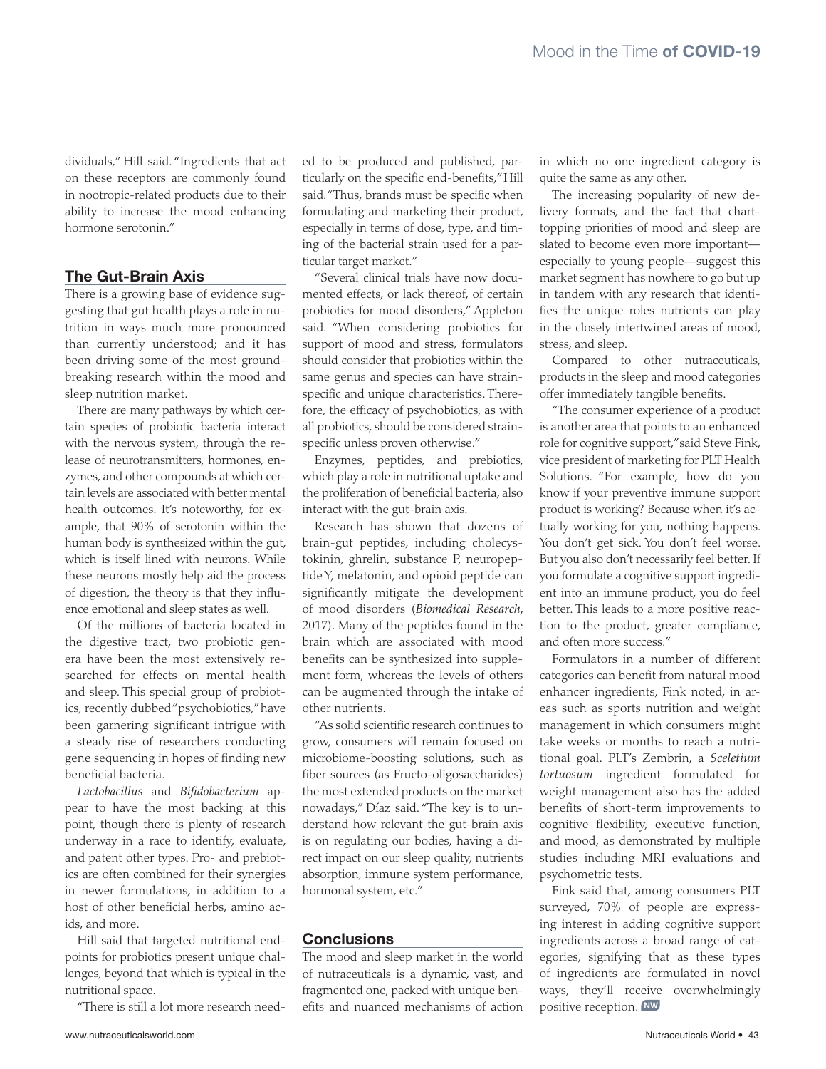dividuals," Hill said. "Ingredients that act on these receptors are commonly found in nootropic-related products due to their ability to increase the mood enhancing hormone serotonin."

## The Gut-Brain Axis

There is a growing base of evidence suggesting that gut health plays a role in nutrition in ways much more pronounced than currently understood; and it has been driving some of the most groundbreaking research within the mood and sleep nutrition market.

There are many pathways by which certain species of probiotic bacteria interact with the nervous system, through the release of neurotransmitters, hormones, enzymes, and other compounds at which certain levels are associated with better mental health outcomes. It's noteworthy, for example, that 90% of serotonin within the human body is synthesized within the gut, which is itself lined with neurons. While these neurons mostly help aid the process of digestion, the theory is that they influence emotional and sleep states as well.

Of the millions of bacteria located in the digestive tract, two probiotic genera have been the most extensively researched for effects on mental health and sleep. This special group of probiotics, recently dubbed "psychobiotics," have been garnering significant intrigue with a steady rise of researchers conducting gene sequencing in hopes of finding new beneficial bacteria.

*Lactobacillus* and *Bifidobacterium* appear to have the most backing at this point, though there is plenty of research underway in a race to identify, evaluate, and patent other types. Pro- and prebiotics are often combined for their synergies in newer formulations, in addition to a host of other beneficial herbs, amino acids, and more.

Hill said that targeted nutritional endpoints for probiotics present unique challenges, beyond that which is typical in the nutritional space.

"There is still a lot more research needed to be produced and published, particularly on the specific end-benefits," Hill said. "Thus, brands must be specific when formulating and marketing their product, especially in terms of dose, type, and timing of the bacterial strain used for a particular target market."

"Several clinical trials have now documented effects, or lack thereof, of certain probiotics for mood disorders," Appleton said. "When considering probiotics for support of mood and stress, formulators should consider that probiotics within the same genus and species can have strain-specific and unique characteristics. Therefore, the efficacy of psychobiotics, as with all probiotics, should be considered strain-specific unless proven otherwise."

Enzymes, peptides, and prebiotics, which play a role in nutritional uptake and the proliferation of beneficial bacteria, also interact with the gut-brain axis.

Research has shown that dozens of brain-gut peptides, including cholecystokinin, ghrelin, substance P, neuropeptide Y, melatonin, and opioid peptide can significantly mitigate the development of mood disorders (*Biomedical Research*, 2017). Many of the peptides found in the brain which are associated with mood benefits can be synthesized into supplement form, whereas the levels of others can be augmented through the intake of other nutrients.

"As solid scientific research continues to grow, consumers will remain focused on microbiome-boosting solutions, such as fiber sources (as Fructo-oligosaccharides) the most extended products on the market nowadays," Díaz said. "The key is to understand how relevant the gut-brain axis is on regulating our bodies, having a direct impact on our sleep quality, nutrients absorption, immune system performance, hormonal system, etc."

## Conclusions

The mood and sleep market in the world of nutraceuticals is a dynamic, vast, and fragmented one, packed with unique benefits and nuanced mechanisms of action in which no one ingredient category is quite the same as any other.

The increasing popularity of new delivery formats, and the fact that chart-topping priorities of mood and sleep are slated to become even more important—especially to young people—suggest this market segment has nowhere to go but up in tandem with any research that identifies the unique roles nutrients can play in the closely intertwined areas of mood, stress, and sleep.

Compared to other nutraceuticals, products in the sleep and mood categories offer immediately tangible benefits.

"The consumer experience of a product is another area that points to an enhanced role for cognitive support," said Steve Fink, vice president of marketing for PLT Health Solutions. "For example, how do you know if your preventive immune support product is working? Because when it's actually working for you, nothing happens. You don't get sick. You don't feel worse. But you also don't necessarily feel better. If you formulate a cognitive support ingredient into an immune product, you do feel better. This leads to a more positive reaction to the product, greater compliance, and often more success."

Formulators in a number of different categories can benefit from natural mood enhancer ingredients, Fink noted, in areas such as sports nutrition and weight management in which consumers might take weeks or months to reach a nutritional goal. PLT's Zembrin, a *Sceletium tortuosum* ingredient formulated for weight management also has the added benefits of short-term improvements to cognitive flexibility, executive function, and mood, as demonstrated by multiple studies including MRI evaluations and psychometric tests.

Fink said that, among consumers PLT surveyed, 70% of people are expressing interest in adding cognitive support ingredients across a broad range of categories, signifying that as these types of ingredients are formulated in novel ways, they'll receive overwhelmingly positive reception. NW